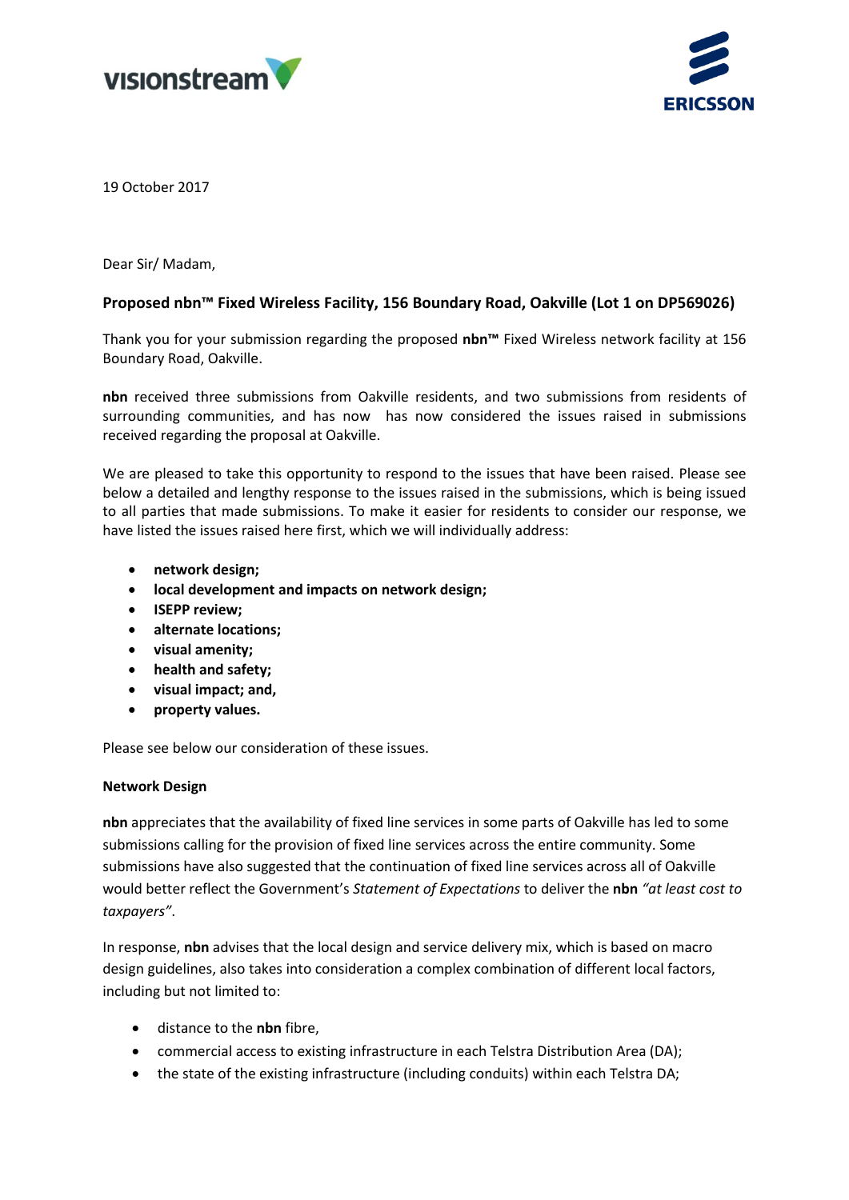19 October 2017

Dear Sir/ Madam,

### Proposed nbn™ Fixed Wireless Facility, 156 Boundary Road, Oakville (Lot 1 on DP569026)

Thank you for your submission regarding the proposed **nbn™** Fixed Wireless network facility at 156 Boundary Road, Oakville.

**nbn** received three submissions from Oakville residents, and two submissions from residents of surrounding communities, and has now has now considered the issues raised in submissions received regarding the proposal at Oakville.

We are pleased to take this opportunity to respond to the issues that have been raised. Please see below a detailed and lengthy response to the issues raised in the submissions, which is being issued to all parties that made submissions. To make it easier for residents to consider our response, we have listed the issues raised here first, which we will individually address:

- **network design;**
- **local development and impacts on network design;**
- **ISEPP review;**
- **alternate locations;**
- **visual amenity;**
- **health and safety;**
- **visual impact; and,**
- **property values.**

Please see below our consideration of these issues.

**Network Design**

**nbn** appreciates that the availability of fixed line services in some parts of Oakville has led to some submissions calling for the provision of fixed line services across the entire community. Some submissions have also suggested that the continuation of fixed line services across all of Oakville would better reflect the Government's *Statement of Expectations* to deliver the **nbn** *"at least cost to taxpayers"*.

In response, **nbn** advises that the local design and service delivery mix, which is based on macro design guidelines, also takes into consideration a complex combination of different local factors, including but not limited to:

- distance to the **nbn** fibre,
- commercial access to existing infrastructure in each Telstra Distribution Area (DA);
- the state of the existing infrastructure (including conduits) within each Telstra DA;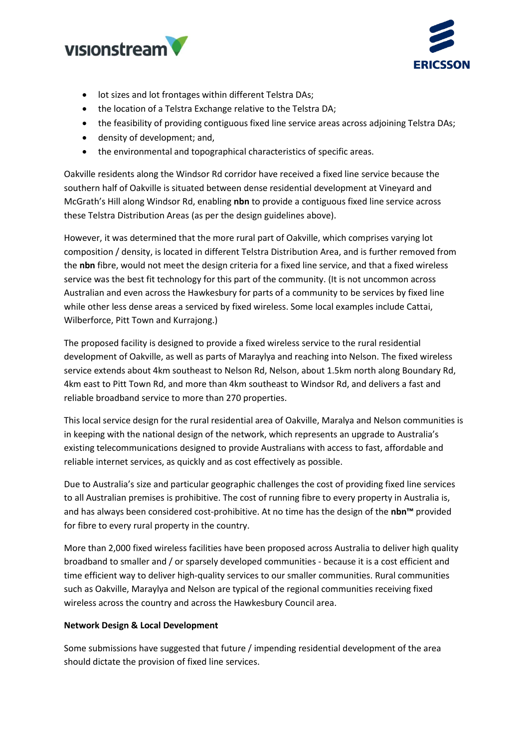- lot sizes and lot frontages within different Telstra DAs;
- the location of a Telstra Exchange relative to the Telstra DA;
- the feasibility of providing contiguous fixed line service areas across adjoining Telstra DAs;
- density of development; and,
- the environmental and topographical characteristics of specific areas.

Oakville residents along the Windsor Rd corridor have received a fixed line service because the southern half of Oakville is situated between dense residential development at Vineyard and McGrath's Hill along Windsor Rd, enabling **nbn** to provide a contiguous fixed line service across these Telstra Distribution Areas (as per the design guidelines above).

However, it was determined that the more rural part of Oakville, which comprises varying lot composition / density, is located in different Telstra Distribution Area, and is further removed from the **nbn** fibre, would not meet the design criteria for a fixed line service, and that a fixed wireless service was the best fit technology for this part of the community. (It is not uncommon across Australian and even across the Hawkesbury for parts of a community to be services by fixed line while other less dense areas a serviced by fixed wireless. Some local examples include Cattai, Wilberforce, Pitt Town and Kurrajong.)

The proposed facility is designed to provide a fixed wireless service to the rural residential development of Oakville, as well as parts of Maraylya and reaching into Nelson. The fixed wireless service extends about 4km southeast to Nelson Rd, Nelson, about 1.5km north along Boundary Rd, 4km east to Pitt Town Rd, and more than 4km southeast to Windsor Rd, and delivers a fast and reliable broadband service to more than 270 properties.

This local service design for the rural residential area of Oakville, Maralya and Nelson communities is in keeping with the national design of the network, which represents an upgrade to Australia's existing telecommunications designed to provide Australians with access to fast, affordable and reliable internet services, as quickly and as cost effectively as possible.

Due to Australia's size and particular geographic challenges the cost of providing fixed line services to all Australian premises is prohibitive. The cost of running fibre to every property in Australia is, and has always been considered cost-prohibitive. At no time has the design of the **nbn™** provided for fibre to every rural property in the country.

More than 2,000 fixed wireless facilities have been proposed across Australia to deliver high quality broadband to smaller and / or sparsely developed communities - because it is a cost efficient and time efficient way to deliver high-quality services to our smaller communities. Rural communities such as Oakville, Maraylya and Nelson are typical of the regional communities receiving fixed wireless across the country and across the Hawkesbury Council area.

**Network Design & Local Development**

Some submissions have suggested that future / impending residential development of the area should dictate the provision of fixed line services.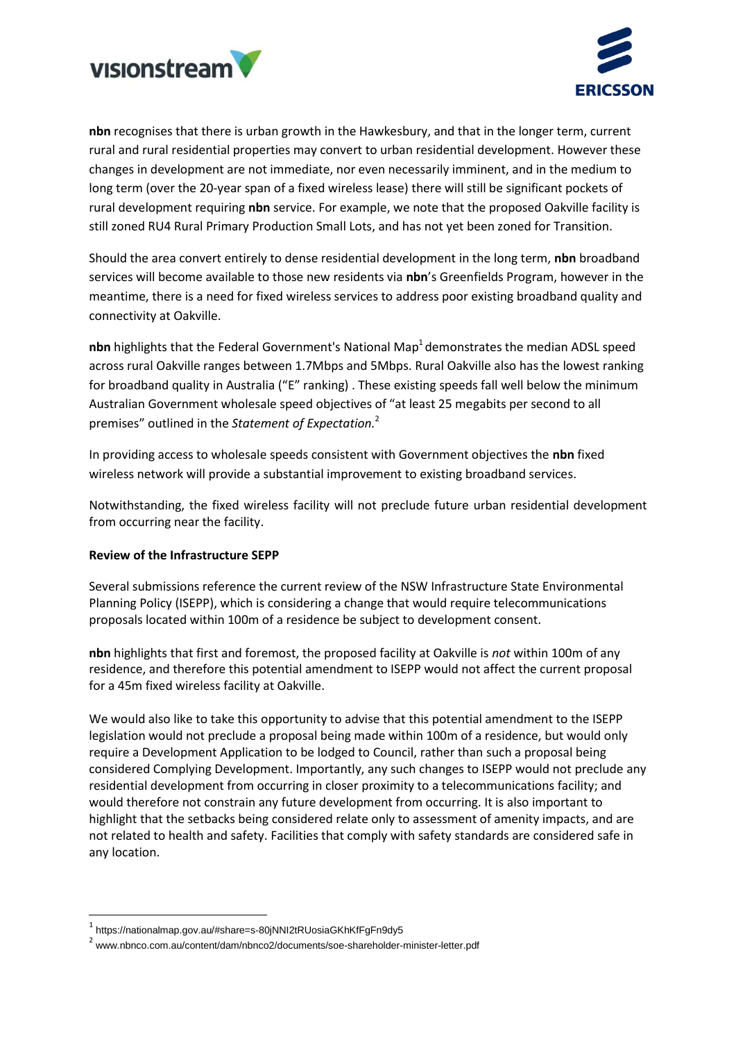**nbn** recognises that there is urban growth in the Hawkesbury, and that in the longer term, current rural and rural residential properties may convert to urban residential development. However these changes in development are not immediate, nor even necessarily imminent, and in the medium to long term (over the 20-year span of a fixed wireless lease) there will still be significant pockets of rural development requiring **nbn** service. For example, we note that the proposed Oakville facility is still zoned RU4 Rural Primary Production Small Lots, and has not yet been zoned for Transition.

Should the area convert entirely to dense residential development in the long term, **nbn** broadband services will become available to those new residents via **nbn**'s Greenfields Program, however in the meantime, there is a need for fixed wireless services to address poor existing broadband quality and connectivity at Oakville.

**nbn** highlights that the Federal Government's National Map[1] demonstrates the median ADSL speed across rural Oakville ranges between 1.7Mbps and 5Mbps. Rural Oakville also has the lowest ranking for broadband quality in Australia ("E" ranking) . These existing speeds fall well below the minimum Australian Government wholesale speed objectives of "at least 25 megabits per second to all premises" outlined in the *Statement of Expectation.*[2]

In providing access to wholesale speeds consistent with Government objectives the **nbn** fixed wireless network will provide a substantial improvement to existing broadband services.

Notwithstanding, the fixed wireless facility will not preclude future urban residential development from occurring near the facility.

**Review of the Infrastructure SEPP**

Several submissions reference the current review of the NSW Infrastructure State Environmental Planning Policy (ISEPP), which is considering a change that would require telecommunications proposals located within 100m of a residence be subject to development consent.

**nbn** highlights that first and foremost, the proposed facility at Oakville is *not* within 100m of any residence, and therefore this potential amendment to ISEPP would not affect the current proposal for a 45m fixed wireless facility at Oakville.

We would also like to take this opportunity to advise that this potential amendment to the ISEPP legislation would not preclude a proposal being made within 100m of a residence, but would only require a Development Application to be lodged to Council, rather than such a proposal being considered Complying Development. Importantly, any such changes to ISEPP would not preclude any residential development from occurring in closer proximity to a telecommunications facility; and would therefore not constrain any future development from occurring. It is also important to highlight that the setbacks being considered relate only to assessment of amenity impacts, and are not related to health and safety. Facilities that comply with safety standards are considered safe in any location.

---

[1] https://nationalmap.gov.au/#share=s-80jNNI2tRUosiaGKhKfFgFn9dy5

[2] www.nbnco.com.au/content/dam/nbnco2/documents/soe-shareholder-minister-letter.pdf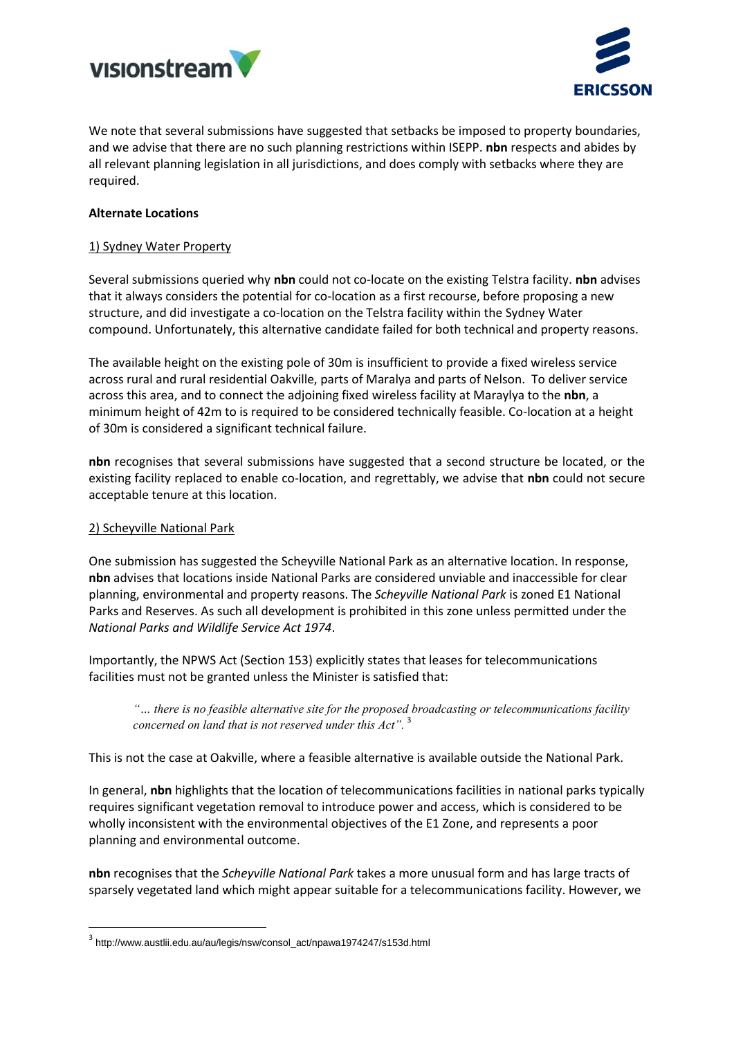We note that several submissions have suggested that setbacks be imposed to property boundaries, and we advise that there are no such planning restrictions within ISEPP. **nbn** respects and abides by all relevant planning legislation in all jurisdictions, and does comply with setbacks where they are required.

**Alternate Locations**

1) Sydney Water Property

Several submissions queried why **nbn** could not co-locate on the existing Telstra facility. **nbn** advises that it always considers the potential for co-location as a first recourse, before proposing a new structure, and did investigate a co-location on the Telstra facility within the Sydney Water compound. Unfortunately, this alternative candidate failed for both technical and property reasons.

The available height on the existing pole of 30m is insufficient to provide a fixed wireless service across rural and rural residential Oakville, parts of Maralya and parts of Nelson. To deliver service across this area, and to connect the adjoining fixed wireless facility at Maraylya to the **nbn**, a minimum height of 42m to is required to be considered technically feasible. Co-location at a height of 30m is considered a significant technical failure.

**nbn** recognises that several submissions have suggested that a second structure be located, or the existing facility replaced to enable co-location, and regrettably, we advise that **nbn** could not secure acceptable tenure at this location.

2) Scheyville National Park

One submission has suggested the Scheyville National Park as an alternative location. In response, **nbn** advises that locations inside National Parks are considered unviable and inaccessible for clear planning, environmental and property reasons. The *Scheyville National Park* is zoned E1 National Parks and Reserves. As such all development is prohibited in this zone unless permitted under the *National Parks and Wildlife Service Act 1974*.

Importantly, the NPWS Act (Section 153) explicitly states that leases for telecommunications facilities must not be granted unless the Minister is satisfied that:

> *"… there is no feasible alternative site for the proposed broadcasting or telecommunications facility concerned on land that is not reserved under this Act".* [3]

This is not the case at Oakville, where a feasible alternative is available outside the National Park.

In general, **nbn** highlights that the location of telecommunications facilities in national parks typically requires significant vegetation removal to introduce power and access, which is considered to be wholly inconsistent with the environmental objectives of the E1 Zone, and represents a poor planning and environmental outcome.

**nbn** recognises that the *Scheyville National Park* takes a more unusual form and has large tracts of sparsely vegetated land which might appear suitable for a telecommunications facility. However, we

[3] http://www.austlii.edu.au/au/legis/nsw/consol_act/npawa1974247/s153d.html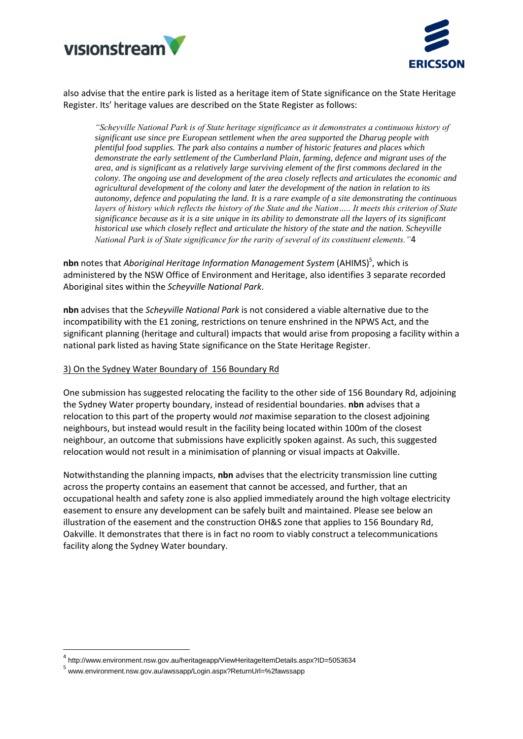also advise that the entire park is listed as a heritage item of State significance on the State Heritage Register. Its' heritage values are described on the State Register as follows:

> *"Scheyville National Park is of State heritage significance as it demonstrates a continuous history of significant use since pre European settlement when the area supported the Dharug people with plentiful food supplies. The park also contains a number of historic features and places which demonstrate the early settlement of the Cumberland Plain, farming, defence and migrant uses of the area, and is significant as a relatively large surviving element of the first commons declared in the colony. The ongoing use and development of the area closely reflects and articulates the economic and agricultural development of the colony and later the development of the nation in relation to its autonomy, defence and populating the land. It is a rare example of a site demonstrating the continuous layers of history which reflects the history of the State and the Nation….. It meets this criterion of State significance because as it is a site unique in its ability to demonstrate all the layers of its significant historical use which closely reflect and articulate the history of the state and the nation. Scheyville National Park is of State significance for the rarity of several of its constituent elements."*[4]

**nbn** notes that *Aboriginal Heritage Information Management System* (AHIMS)[5], which is administered by the NSW Office of Environment and Heritage, also identifies 3 separate recorded Aboriginal sites within the *Scheyville National Park*.

**nbn** advises that the *Scheyville National Park* is not considered a viable alternative due to the incompatibility with the E1 zoning, restrictions on tenure enshrined in the NPWS Act, and the significant planning (heritage and cultural) impacts that would arise from proposing a facility within a national park listed as having State significance on the State Heritage Register.

3) On the Sydney Water Boundary of 156 Boundary Rd

One submission has suggested relocating the facility to the other side of 156 Boundary Rd, adjoining the Sydney Water property boundary, instead of residential boundaries. **nbn** advises that a relocation to this part of the property would *not* maximise separation to the closest adjoining neighbours, but instead would result in the facility being located within 100m of the closest neighbour, an outcome that submissions have explicitly spoken against. As such, this suggested relocation would not result in a minimisation of planning or visual impacts at Oakville.

Notwithstanding the planning impacts, **nbn** advises that the electricity transmission line cutting across the property contains an easement that cannot be accessed, and further, that an occupational health and safety zone is also applied immediately around the high voltage electricity easement to ensure any development can be safely built and maintained. Please see below an illustration of the easement and the construction OH&S zone that applies to 156 Boundary Rd, Oakville. It demonstrates that there is in fact no room to viably construct a telecommunications facility along the Sydney Water boundary.

---

[4] http://www.environment.nsw.gov.au/heritageapp/ViewHeritageItemDetails.aspx?ID=5053634

[5] www.environment.nsw.gov.au/awssapp/Login.aspx?ReturnUrl=%2fawssapp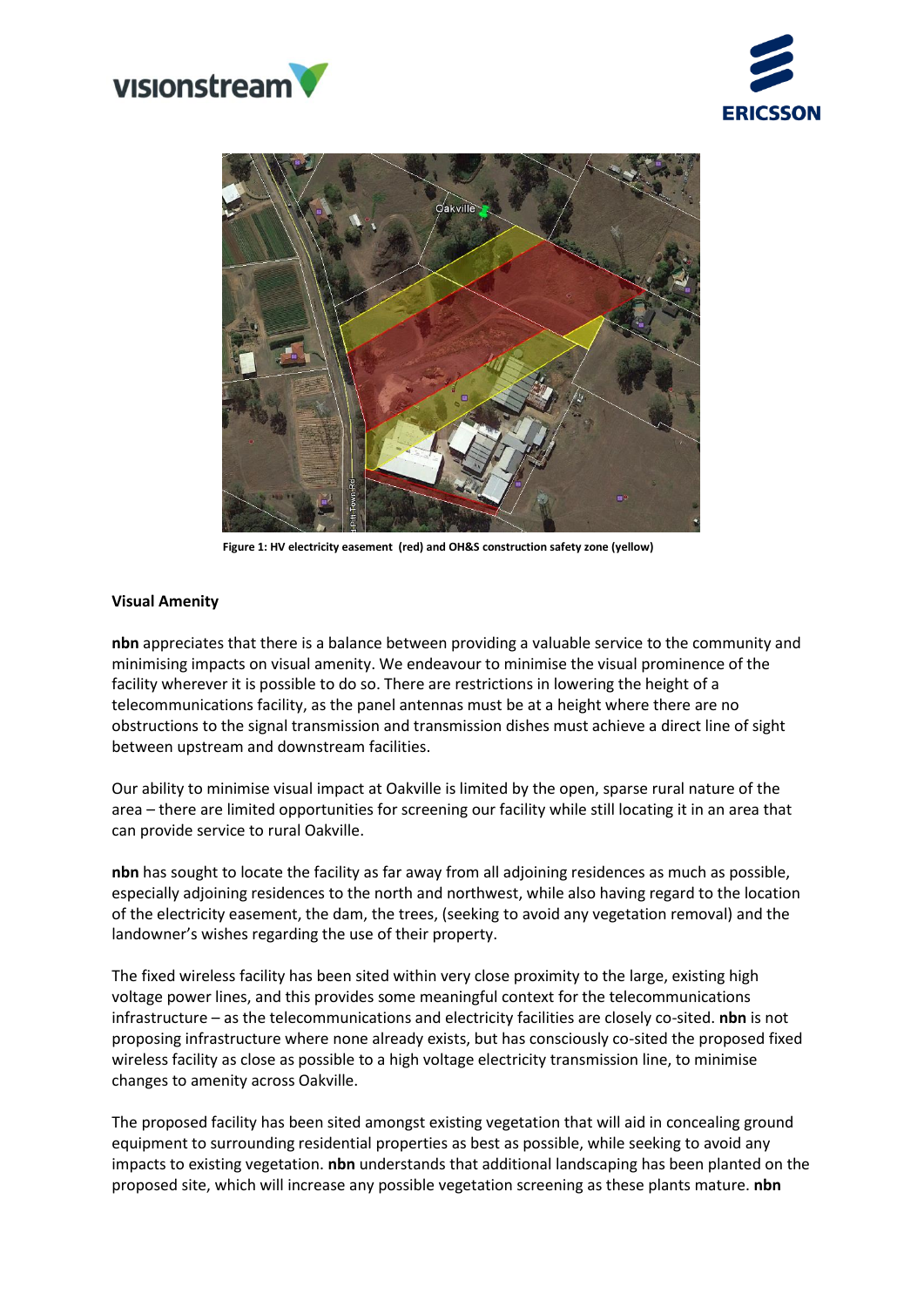Figure 1: HV electricity easement (red) and OH&S construction safety zone (yellow)

**Visual Amenity**

**nbn** appreciates that there is a balance between providing a valuable service to the community and minimising impacts on visual amenity. We endeavour to minimise the visual prominence of the facility wherever it is possible to do so. There are restrictions in lowering the height of a telecommunications facility, as the panel antennas must be at a height where there are no obstructions to the signal transmission and transmission dishes must achieve a direct line of sight between upstream and downstream facilities.

Our ability to minimise visual impact at Oakville is limited by the open, sparse rural nature of the area – there are limited opportunities for screening our facility while still locating it in an area that can provide service to rural Oakville.

**nbn** has sought to locate the facility as far away from all adjoining residences as much as possible, especially adjoining residences to the north and northwest, while also having regard to the location of the electricity easement, the dam, the trees, (seeking to avoid any vegetation removal) and the landowner's wishes regarding the use of their property.

The fixed wireless facility has been sited within very close proximity to the large, existing high voltage power lines, and this provides some meaningful context for the telecommunications infrastructure – as the telecommunications and electricity facilities are closely co-sited. **nbn** is not proposing infrastructure where none already exists, but has consciously co-sited the proposed fixed wireless facility as close as possible to a high voltage electricity transmission line, to minimise changes to amenity across Oakville.

The proposed facility has been sited amongst existing vegetation that will aid in concealing ground equipment to surrounding residential properties as best as possible, while seeking to avoid any impacts to existing vegetation. **nbn** understands that additional landscaping has been planted on the proposed site, which will increase any possible vegetation screening as these plants mature. **nbn**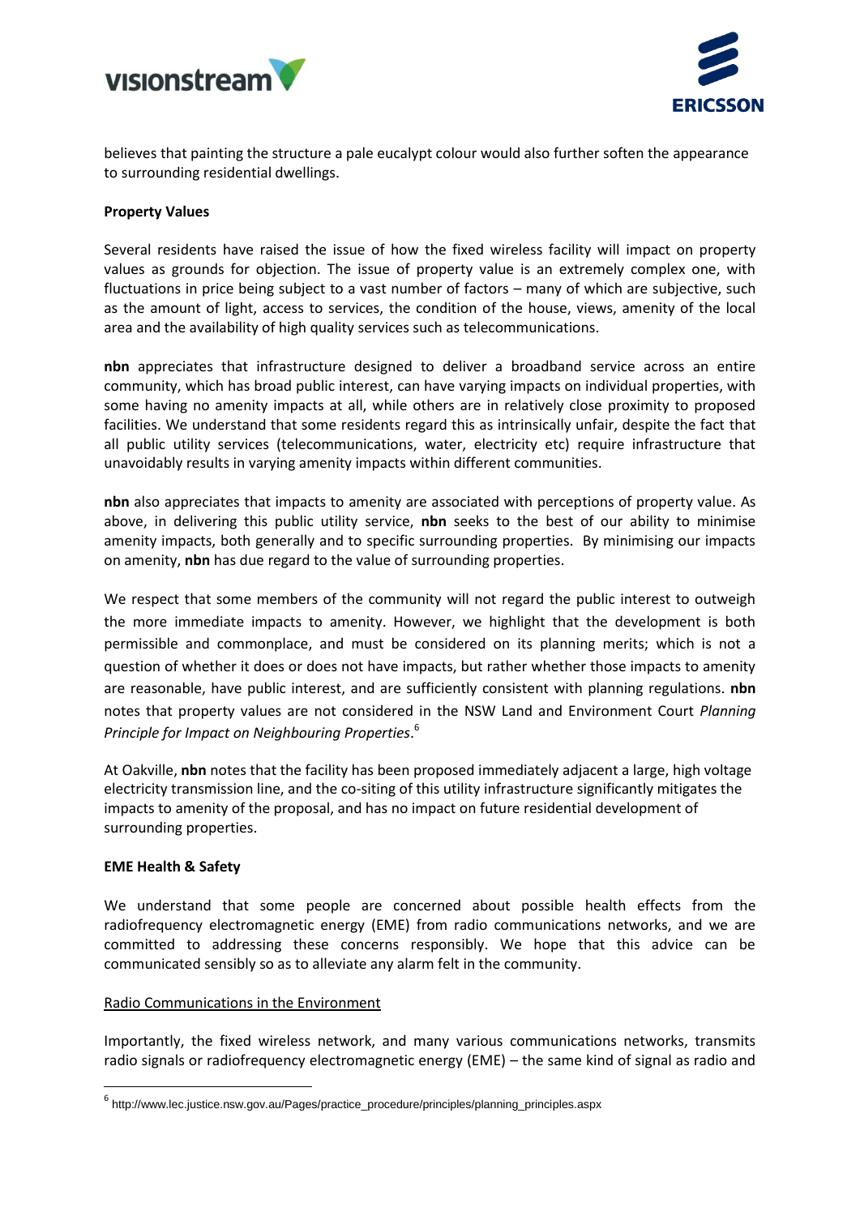believes that painting the structure a pale eucalypt colour would also further soften the appearance to surrounding residential dwellings.

**Property Values**

Several residents have raised the issue of how the fixed wireless facility will impact on property values as grounds for objection. The issue of property value is an extremely complex one, with fluctuations in price being subject to a vast number of factors – many of which are subjective, such as the amount of light, access to services, the condition of the house, views, amenity of the local area and the availability of high quality services such as telecommunications.

**nbn** appreciates that infrastructure designed to deliver a broadband service across an entire community, which has broad public interest, can have varying impacts on individual properties, with some having no amenity impacts at all, while others are in relatively close proximity to proposed facilities. We understand that some residents regard this as intrinsically unfair, despite the fact that all public utility services (telecommunications, water, electricity etc) require infrastructure that unavoidably results in varying amenity impacts within different communities.

**nbn** also appreciates that impacts to amenity are associated with perceptions of property value. As above, in delivering this public utility service, **nbn** seeks to the best of our ability to minimise amenity impacts, both generally and to specific surrounding properties. By minimising our impacts on amenity, **nbn** has due regard to the value of surrounding properties.

We respect that some members of the community will not regard the public interest to outweigh the more immediate impacts to amenity. However, we highlight that the development is both permissible and commonplace, and must be considered on its planning merits; which is not a question of whether it does or does not have impacts, but rather whether those impacts to amenity are reasonable, have public interest, and are sufficiently consistent with planning regulations. **nbn** notes that property values are not considered in the NSW Land and Environment Court *Planning Principle for Impact on Neighbouring Properties*.[6]

At Oakville, **nbn** notes that the facility has been proposed immediately adjacent a large, high voltage electricity transmission line, and the co-siting of this utility infrastructure significantly mitigates the impacts to amenity of the proposal, and has no impact on future residential development of surrounding properties.

**EME Health & Safety**

We understand that some people are concerned about possible health effects from the radiofrequency electromagnetic energy (EME) from radio communications networks, and we are committed to addressing these concerns responsibly. We hope that this advice can be communicated sensibly so as to alleviate any alarm felt in the community.

Radio Communications in the Environment

Importantly, the fixed wireless network, and many various communications networks, transmits radio signals or radiofrequency electromagnetic energy (EME) – the same kind of signal as radio and

[6] http://www.lec.justice.nsw.gov.au/Pages/practice_procedure/principles/planning_principles.aspx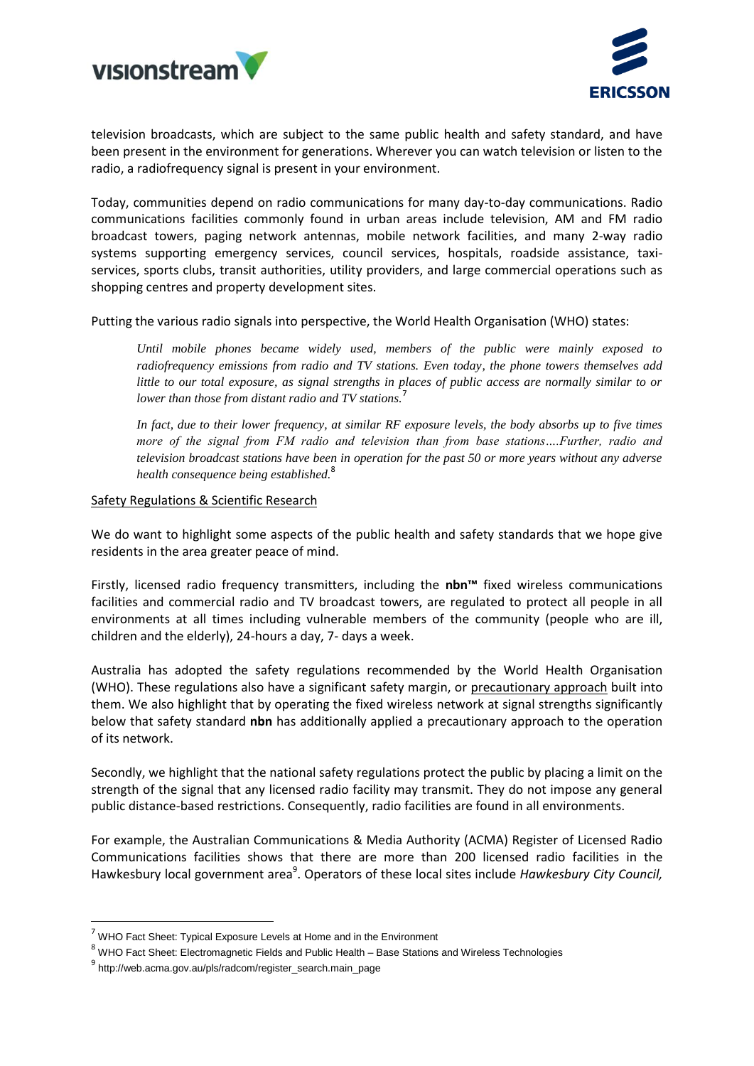television broadcasts, which are subject to the same public health and safety standard, and have been present in the environment for generations. Wherever you can watch television or listen to the radio, a radiofrequency signal is present in your environment.

Today, communities depend on radio communications for many day-to-day communications. Radio communications facilities commonly found in urban areas include television, AM and FM radio broadcast towers, paging network antennas, mobile network facilities, and many 2-way radio systems supporting emergency services, council services, hospitals, roadside assistance, taxi-services, sports clubs, transit authorities, utility providers, and large commercial operations such as shopping centres and property development sites.

Putting the various radio signals into perspective, the World Health Organisation (WHO) states:

> *Until mobile phones became widely used, members of the public were mainly exposed to radiofrequency emissions from radio and TV stations. Even today, the phone towers themselves add little to our total exposure, as signal strengths in places of public access are normally similar to or lower than those from distant radio and TV stations.*[7]
>
> *In fact, due to their lower frequency, at similar RF exposure levels, the body absorbs up to five times more of the signal from FM radio and television than from base stations….Further, radio and television broadcast stations have been in operation for the past 50 or more years without any adverse health consequence being established.*[8]

Safety Regulations & Scientific Research

We do want to highlight some aspects of the public health and safety standards that we hope give residents in the area greater peace of mind.

Firstly, licensed radio frequency transmitters, including the **nbn™** fixed wireless communications facilities and commercial radio and TV broadcast towers, are regulated to protect all people in all environments at all times including vulnerable members of the community (people who are ill, children and the elderly), 24-hours a day, 7- days a week.

Australia has adopted the safety regulations recommended by the World Health Organisation (WHO). These regulations also have a significant safety margin, or precautionary approach built into them. We also highlight that by operating the fixed wireless network at signal strengths significantly below that safety standard **nbn** has additionally applied a precautionary approach to the operation of its network.

Secondly, we highlight that the national safety regulations protect the public by placing a limit on the strength of the signal that any licensed radio facility may transmit. They do not impose any general public distance-based restrictions. Consequently, radio facilities are found in all environments.

For example, the Australian Communications & Media Authority (ACMA) Register of Licensed Radio Communications facilities shows that there are more than 200 licensed radio facilities in the Hawkesbury local government area[9]. Operators of these local sites include *Hawkesbury City Council,*

---

[7] WHO Fact Sheet: Typical Exposure Levels at Home and in the Environment

[8] WHO Fact Sheet: Electromagnetic Fields and Public Health – Base Stations and Wireless Technologies

[9] http://web.acma.gov.au/pls/radcom/register_search.main_page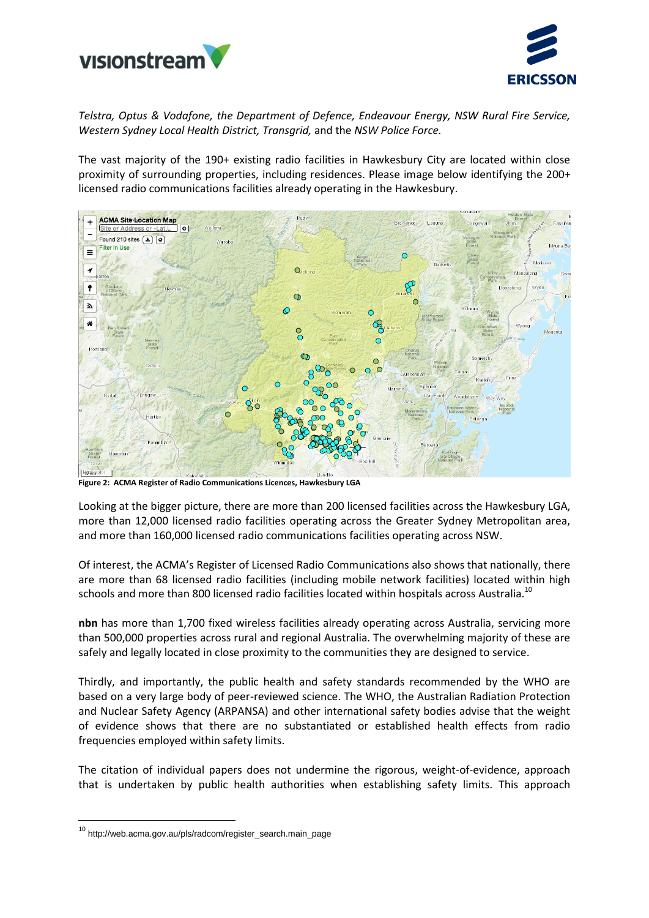*Telstra, Optus & Vodafone, the Department of Defence, Endeavour Energy, NSW Rural Fire Service, Western Sydney Local Health District, Transgrid,* and the *NSW Police Force.*

The vast majority of the 190+ existing radio facilities in Hawkesbury City are located within close proximity of surrounding properties, including residences. Please image below identifying the 200+ licensed radio communications facilities already operating in the Hawkesbury.

**Figure 2: ACMA Register of Radio Communications Licences, Hawkesbury LGA**

Looking at the bigger picture, there are more than 200 licensed facilities across the Hawkesbury LGA, more than 12,000 licensed radio facilities operating across the Greater Sydney Metropolitan area, and more than 160,000 licensed radio communications facilities operating across NSW.

Of interest, the ACMA's Register of Licensed Radio Communications also shows that nationally, there are more than 68 licensed radio facilities (including mobile network facilities) located within high schools and more than 800 licensed radio facilities located within hospitals across Australia.[10]

**nbn** has more than 1,700 fixed wireless facilities already operating across Australia, servicing more than 500,000 properties across rural and regional Australia. The overwhelming majority of these are safely and legally located in close proximity to the communities they are designed to service.

Thirdly, and importantly, the public health and safety standards recommended by the WHO are based on a very large body of peer-reviewed science. The WHO, the Australian Radiation Protection and Nuclear Safety Agency (ARPANSA) and other international safety bodies advise that the weight of evidence shows that there are no substantiated or established health effects from radio frequencies employed within safety limits.

The citation of individual papers does not undermine the rigorous, weight-of-evidence, approach that is undertaken by public health authorities when establishing safety limits. This approach

---

[10] http://web.acma.gov.au/pls/radcom/register_search.main_page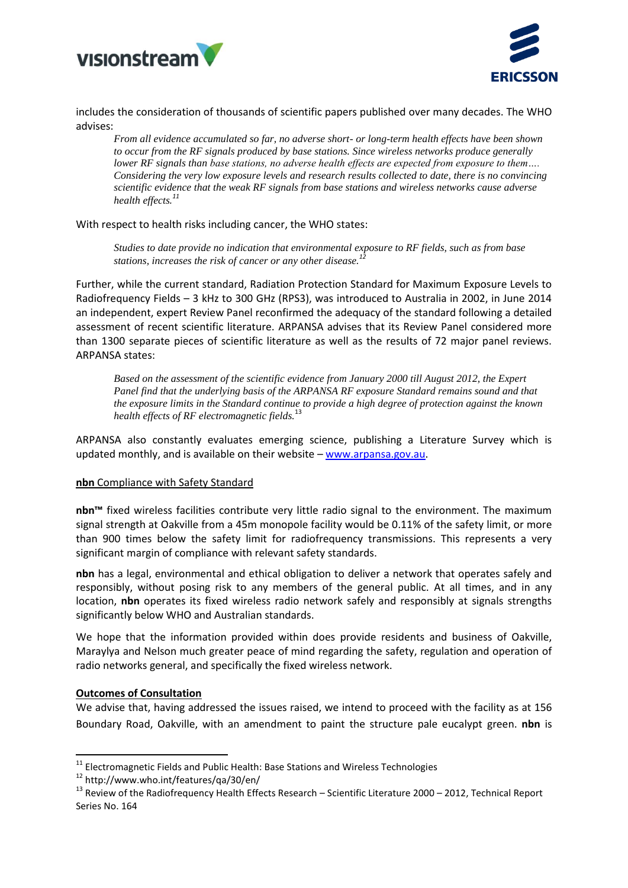includes the consideration of thousands of scientific papers published over many decades. The WHO advises:

> *From all evidence accumulated so far, no adverse short- or long-term health effects have been shown to occur from the RF signals produced by base stations. Since wireless networks produce generally lower RF signals than base stations, no adverse health effects are expected from exposure to them…. Considering the very low exposure levels and research results collected to date, there is no convincing scientific evidence that the weak RF signals from base stations and wireless networks cause adverse health effects.*[11]

With respect to health risks including cancer, the WHO states:

> *Studies to date provide no indication that environmental exposure to RF fields, such as from base stations, increases the risk of cancer or any other disease.*[12]

Further, while the current standard, Radiation Protection Standard for Maximum Exposure Levels to Radiofrequency Fields – 3 kHz to 300 GHz (RPS3), was introduced to Australia in 2002, in June 2014 an independent, expert Review Panel reconfirmed the adequacy of the standard following a detailed assessment of recent scientific literature. ARPANSA advises that its Review Panel considered more than 1300 separate pieces of scientific literature as well as the results of 72 major panel reviews. ARPANSA states:

> *Based on the assessment of the scientific evidence from January 2000 till August 2012, the Expert Panel find that the underlying basis of the ARPANSA RF exposure Standard remains sound and that the exposure limits in the Standard continue to provide a high degree of protection against the known health effects of RF electromagnetic fields.*[13]

ARPANSA also constantly evaluates emerging science, publishing a Literature Survey which is updated monthly, and is available on their website – www.arpansa.gov.au.

**nbn** Compliance with Safety Standard

**nbn™** fixed wireless facilities contribute very little radio signal to the environment. The maximum signal strength at Oakville from a 45m monopole facility would be 0.11% of the safety limit, or more than 900 times below the safety limit for radiofrequency transmissions. This represents a very significant margin of compliance with relevant safety standards.

**nbn** has a legal, environmental and ethical obligation to deliver a network that operates safely and responsibly, without posing risk to any members of the general public. At all times, and in any location, **nbn** operates its fixed wireless radio network safely and responsibly at signals strengths significantly below WHO and Australian standards.

We hope that the information provided within does provide residents and business of Oakville, Maraylya and Nelson much greater peace of mind regarding the safety, regulation and operation of radio networks general, and specifically the fixed wireless network.

**Outcomes of Consultation**

We advise that, having addressed the issues raised, we intend to proceed with the facility as at 156 Boundary Road, Oakville, with an amendment to paint the structure pale eucalypt green. **nbn** is

---

[11] Electromagnetic Fields and Public Health: Base Stations and Wireless Technologies

[12] http://www.who.int/features/qa/30/en/

[13] Review of the Radiofrequency Health Effects Research – Scientific Literature 2000 – 2012, Technical Report Series No. 164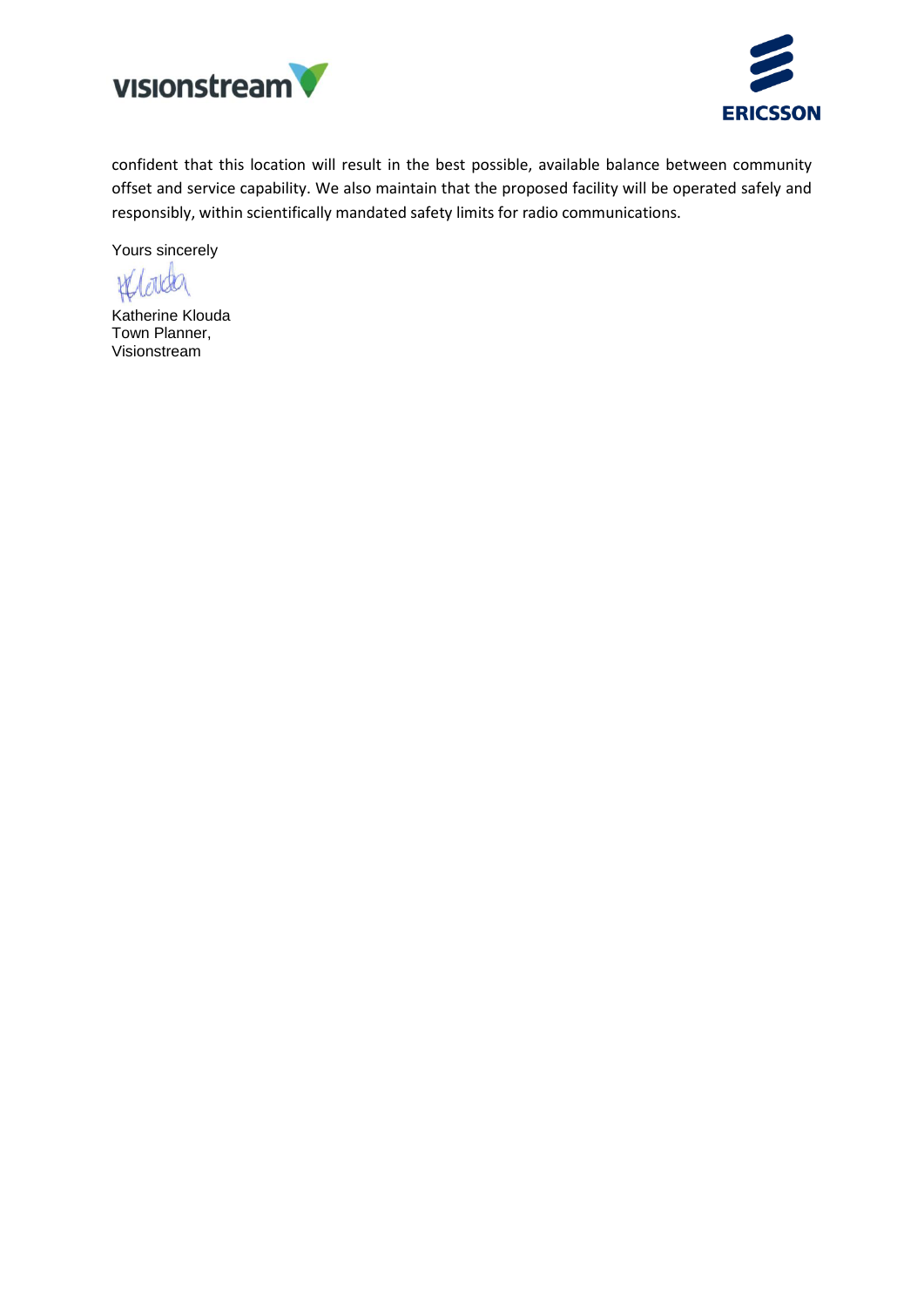confident that this location will result in the best possible, available balance between community offset and service capability. We also maintain that the proposed facility will be operated safely and responsibly, within scientifically mandated safety limits for radio communications.

Yours sincerely

Katherine Klouda
Town Planner,
Visionstream